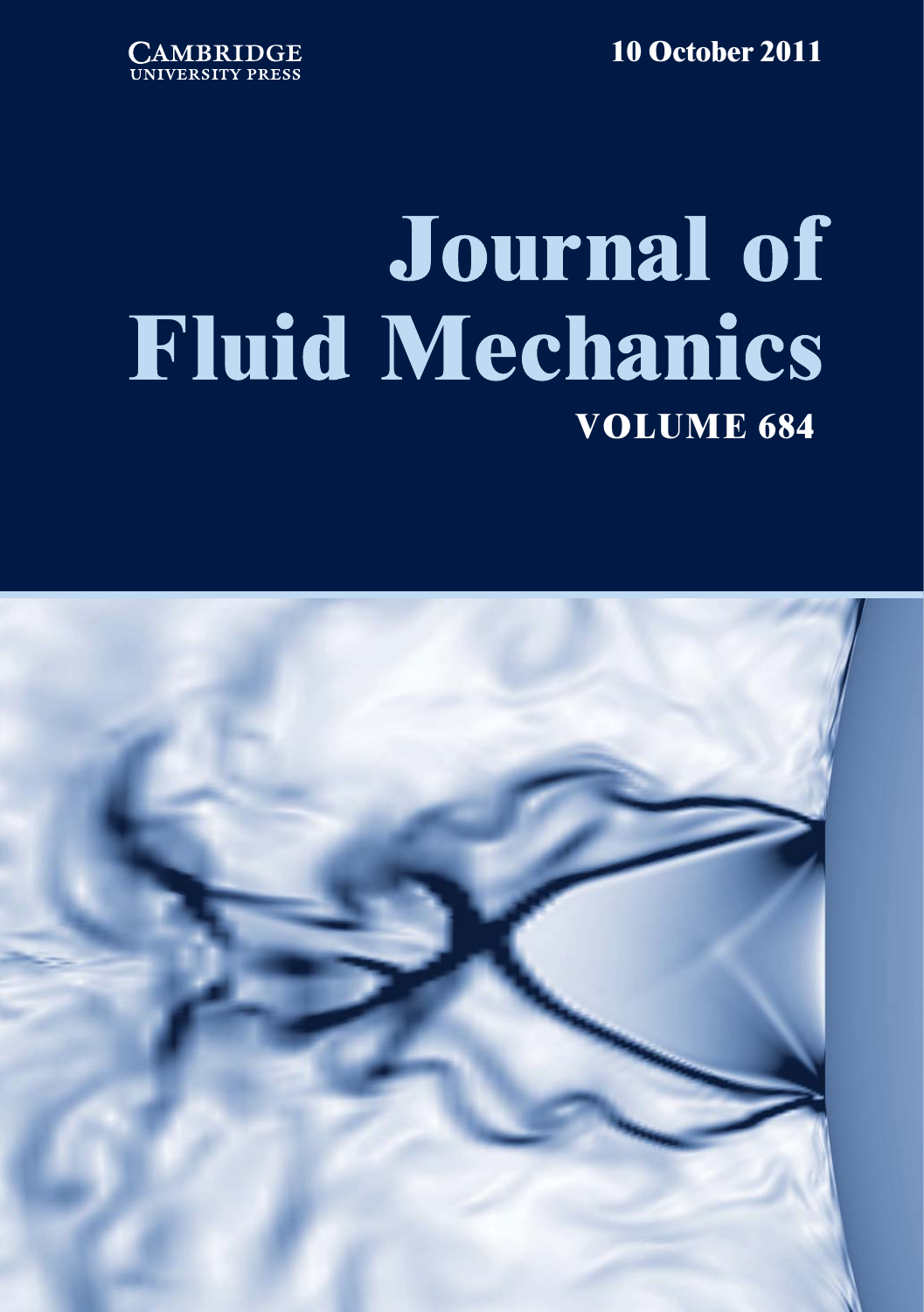CAMBRIDGE
UNIVERSITY PRESS

10 October 2011

# Journal of Fluid Mechanics

## VOLUME 684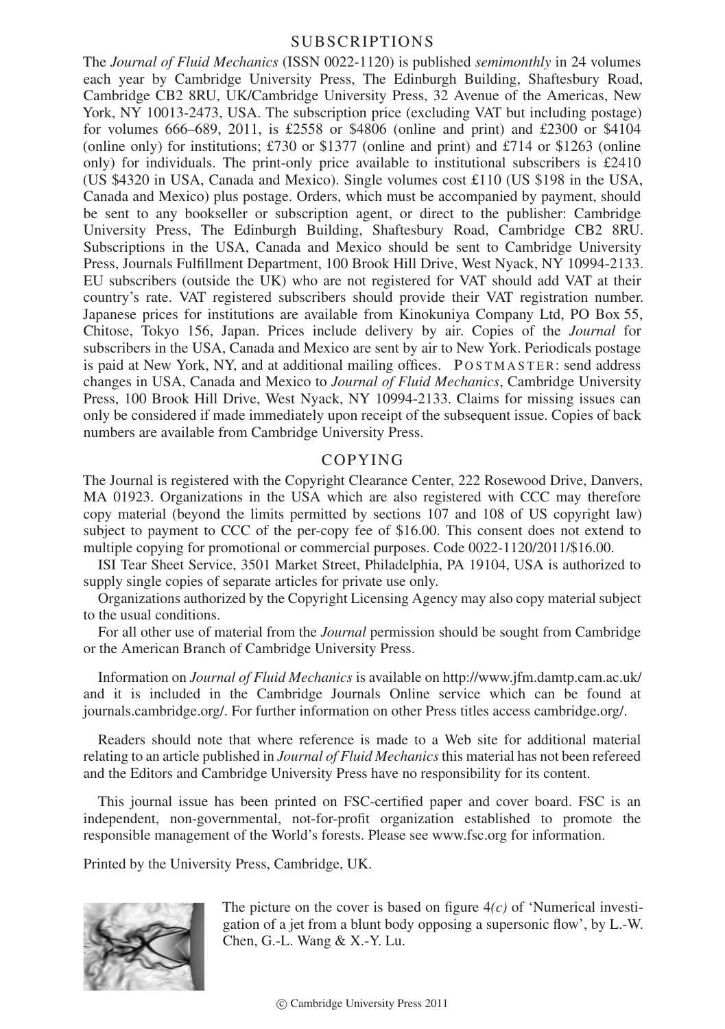## SUBSCRIPTIONS

The *Journal of Fluid Mechanics* (ISSN 0022-1120) is published *semimonthly* in 24 volumes each year by Cambridge University Press, The Edinburgh Building, Shaftesbury Road, Cambridge CB2 8RU, UK/Cambridge University Press, 32 Avenue of the Americas, New York, NY 10013-2473, USA. The subscription price (excluding VAT but including postage) for volumes 666–689, 2011, is £2558 or $4806 (online and print) and £2300 or $4104 (online only) for institutions; £730 or $1377 (online and print) and £714 or $1263 (online only) for individuals. The print-only price available to institutional subscribers is £2410 (US $4320 in USA, Canada and Mexico). Single volumes cost £110 (US $198 in the USA, Canada and Mexico) plus postage. Orders, which must be accompanied by payment, should be sent to any bookseller or subscription agent, or direct to the publisher: Cambridge University Press, The Edinburgh Building, Shaftesbury Road, Cambridge CB2 8RU. Subscriptions in the USA, Canada and Mexico should be sent to Cambridge University Press, Journals Fulfillment Department, 100 Brook Hill Drive, West Nyack, NY 10994-2133. EU subscribers (outside the UK) who are not registered for VAT should add VAT at their country's rate. VAT registered subscribers should provide their VAT registration number. Japanese prices for institutions are available from Kinokuniya Company Ltd, PO Box 55, Chitose, Tokyo 156, Japan. Prices include delivery by air. Copies of the *Journal* for subscribers in the USA, Canada and Mexico are sent by air to New York. Periodicals postage is paid at New York, NY, and at additional mailing offices. POSTMASTER: send address changes in USA, Canada and Mexico to *Journal of Fluid Mechanics*, Cambridge University Press, 100 Brook Hill Drive, West Nyack, NY 10994-2133. Claims for missing issues can only be considered if made immediately upon receipt of the subsequent issue. Copies of back numbers are available from Cambridge University Press.

## COPYING

The Journal is registered with the Copyright Clearance Center, 222 Rosewood Drive, Danvers, MA 01923. Organizations in the USA which are also registered with CCC may therefore copy material (beyond the limits permitted by sections 107 and 108 of US copyright law) subject to payment to CCC of the per-copy fee of $16.00. This consent does not extend to multiple copying for promotional or commercial purposes. Code 0022-1120/2011/$16.00.

ISI Tear Sheet Service, 3501 Market Street, Philadelphia, PA 19104, USA is authorized to supply single copies of separate articles for private use only.

Organizations authorized by the Copyright Licensing Agency may also copy material subject to the usual conditions.

For all other use of material from the *Journal* permission should be sought from Cambridge or the American Branch of Cambridge University Press.

Information on *Journal of Fluid Mechanics* is available on http://www.jfm.damtp.cam.ac.uk/ and it is included in the Cambridge Journals Online service which can be found at journals.cambridge.org/. For further information on other Press titles access cambridge.org/.

Readers should note that where reference is made to a Web site for additional material relating to an article published in *Journal of Fluid Mechanics* this material has not been refereed and the Editors and Cambridge University Press have no responsibility for its content.

This journal issue has been printed on FSC-certified paper and cover board. FSC is an independent, non-governmental, not-for-profit organization established to promote the responsible management of the World's forests. Please see www.fsc.org for information.

Printed by the University Press, Cambridge, UK.

The picture on the cover is based on figure 4*(c)* of 'Numerical investigation of a jet from a blunt body opposing a supersonic flow', by L.-W. Chen, G.-L. Wang & X.-Y. Lu.

© Cambridge University Press 2011